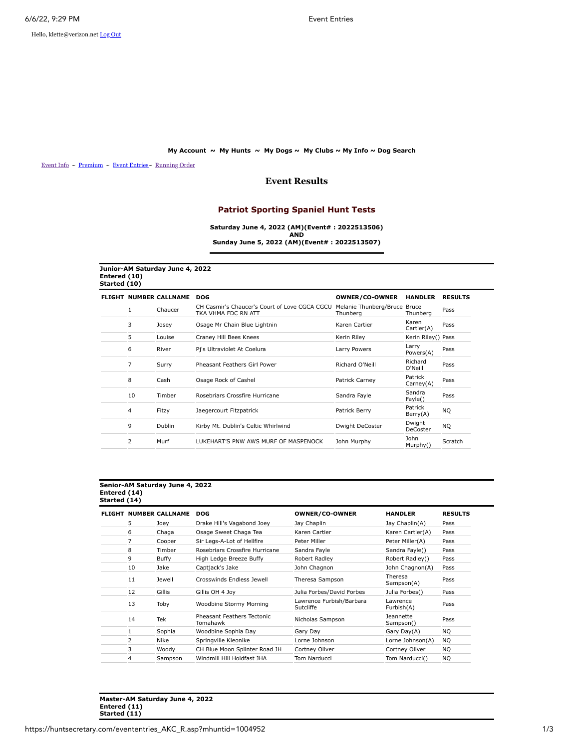Hello, klette@verizon.net Log Out

**My Account ~ My Hunts ~ My Dogs ~ My Clubs ~ My Info ~ Dog Search**

Event Info ~ Premium ~ Event Entries~ Running Order

## Event Results

## Patriot Sporting Spaniel Hunt Tests

**Saturday June 4, 2022 (AM)(Event# : 2022513506)**
**AND**
**Sunday June 5, 2022 (AM)(Event# : 2022513507)**

**Junior-AM Saturday June 4, 2022**
**Entered (10)**
**Started (10)**

| FLIGHT | NUMBER | CALLNAME | DOG | OWNER/CO-OWNER | HANDLER | RESULTS |
|---|---|---|---|---|---|---|
| | 1 | Chaucer | CH Casmir's Chaucer's Court of Love CGCA CGCU TKA VHMA FDC RN ATT | Melanie Thunberg/Bruce Thunberg | Bruce Thunberg | Pass |
| | 3 | Josey | Osage Mr Chain Blue Lightnin | Karen Cartier | Karen Cartier(A) | Pass |
| | 5 | Louise | Craney Hill Bees Knees | Kerin Riley | Kerin Riley() | Pass |
| | 6 | River | Pj's Ultraviolet At Coelura | Larry Powers | Larry Powers(A) | Pass |
| | 7 | Surry | Pheasant Feathers Girl Power | Richard O'Neill | Richard O'Neill | Pass |
| | 8 | Cash | Osage Rock of Cashel | Patrick Carney | Patrick Carney(A) | Pass |
| | 10 | Timber | Rosebriars Crossfire Hurricane | Sandra Fayle | Sandra Fayle() | Pass |
| | 4 | Fitzy | Jaegercourt Fitzpatrick | Patrick Berry | Patrick Berry(A) | NQ |
| | 9 | Dublin | Kirby Mt. Dublin's Celtic Whirlwind | Dwight DeCoster | Dwight DeCoster | NQ |
| | 2 | Murf | LUKEHART'S PNW AWS MURF OF MASPENOCK | John Murphy | John Murphy() | Scratch |

**Senior-AM Saturday June 4, 2022**
**Entered (14)**
**Started (14)**

| FLIGHT | NUMBER | CALLNAME | DOG | OWNER/CO-OWNER | HANDLER | RESULTS |
|---|---|---|---|---|---|---|
| | 5 | Joey | Drake Hill's Vagabond Joey | Jay Chaplin | Jay Chaplin(A) | Pass |
| | 6 | Chaga | Osage Sweet Chaga Tea | Karen Cartier | Karen Cartier(A) | Pass |
| | 7 | Cooper | Sir Legs-A-Lot of Hellfire | Peter Miller | Peter Miller(A) | Pass |
| | 8 | Timber | Rosebriars Crossfire Hurricane | Sandra Fayle | Sandra Fayle() | Pass |
| | 9 | Buffy | High Ledge Breeze Buffy | Robert Radley | Robert Radley() | Pass |
| | 10 | Jake | Captjack's Jake | John Chagnon | John Chagnon(A) | Pass |
| | 11 | Jewell | Crosswinds Endless Jewell | Theresa Sampson | Theresa Sampson(A) | Pass |
| | 12 | Gillis | Gillis OH 4 Joy | Julia Forbes/David Forbes | Julia Forbes() | Pass |
| | 13 | Toby | Woodbine Stormy Morning | Lawrence Furbish/Barbara Sutcliffe | Lawrence Furbish(A) | Pass |
| | 14 | Tek | Pheasant Feathers Tectonic Tomahawk | Nicholas Sampson | Jeannette Sampson() | Pass |
| | 1 | Sophia | Woodbine Sophia Day | Gary Day | Gary Day(A) | NQ |
| | 2 | Nike | Springville Kleonike | Lorne Johnson | Lorne Johnson(A) | NQ |
| | 3 | Woody | CH Blue Moon Splinter Road JH | Cortney Oliver | Cortney Oliver | NQ |
| | 4 | Sampson | Windmill Hill Holdfast JHA | Tom Narducci | Tom Narducci() | NQ |

**Master-AM Saturday June 4, 2022**
**Entered (11)**
**Started (11)**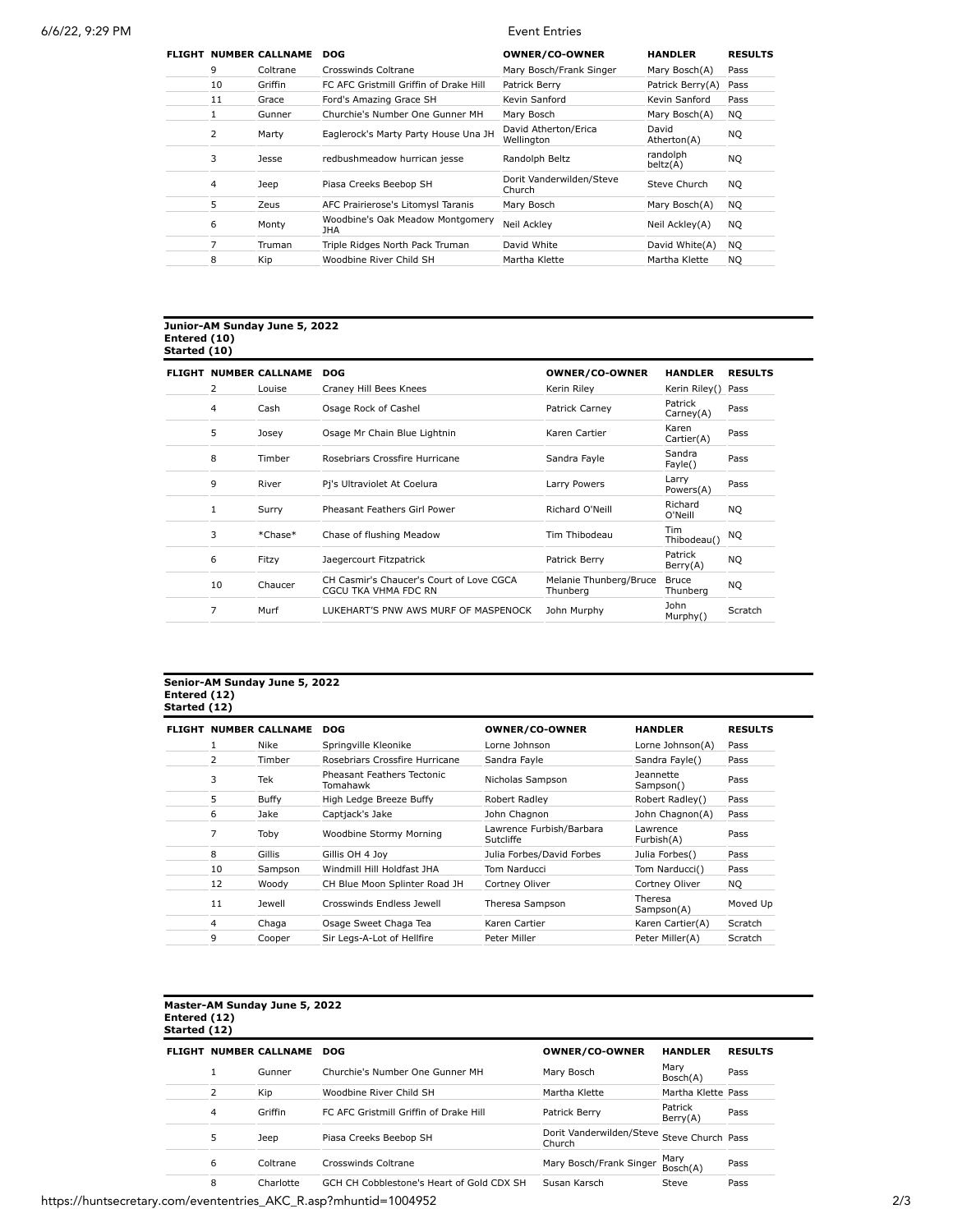| FLIGHT | NUMBER | CALLNAME | DOG | OWNER/CO-OWNER | HANDLER | RESULTS |
|---|---|---|---|---|---|---|
| | 9 | Coltrane | Crosswinds Coltrane | Mary Bosch/Frank Singer | Mary Bosch(A) | Pass |
| | 10 | Griffin | FC AFC Gristmill Griffin of Drake Hill | Patrick Berry | Patrick Berry(A) | Pass |
| | 11 | Grace | Ford's Amazing Grace SH | Kevin Sanford | Kevin Sanford | Pass |
| | 1 | Gunner | Churchie's Number One Gunner MH | Mary Bosch | Mary Bosch(A) | NQ |
| | 2 | Marty | Eaglerock's Marty Party House Una JH | David Atherton/Erica Wellington | David Atherton(A) | NQ |
| | 3 | Jesse | redbushmeadow hurrican jesse | Randolph Beltz | randolph beltz(A) | NQ |
| | 4 | Jeep | Piasa Creeks Beebop SH | Dorit Vanderwilden/Steve Church | Steve Church | NQ |
| | 5 | Zeus | AFC Prairierose's Litomysl Taranis | Mary Bosch | Mary Bosch(A) | NQ |
| | 6 | Monty | Woodbine's Oak Meadow Montgomery JHA | Neil Ackley | Neil Ackley(A) | NQ |
| | 7 | Truman | Triple Ridges North Pack Truman | David White | David White(A) | NQ |
| | 8 | Kip | Woodbine River Child SH | Martha Klette | Martha Klette | NQ |

**Junior-AM Sunday June 5, 2022**
**Entered (10)**
**Started (10)**

| FLIGHT | NUMBER | CALLNAME | DOG | OWNER/CO-OWNER | HANDLER | RESULTS |
|---|---|---|---|---|---|---|
| | 2 | Louise | Craney Hill Bees Knees | Kerin Riley | Kerin Riley() | Pass |
| | 4 | Cash | Osage Rock of Cashel | Patrick Carney | Patrick Carney(A) | Pass |
| | 5 | Josey | Osage Mr Chain Blue Lightnin | Karen Cartier | Karen Cartier(A) | Pass |
| | 8 | Timber | Rosebriars Crossfire Hurricane | Sandra Fayle | Sandra Fayle() | Pass |
| | 9 | River | Pj's Ultraviolet At Coelura | Larry Powers | Larry Powers(A) | Pass |
| | 1 | Surry | Pheasant Feathers Girl Power | Richard O'Neill | Richard O'Neill | NQ |
| | 3 | *Chase* | Chase of flushing Meadow | Tim Thibodeau | Tim Thibodeau() | NQ |
| | 6 | Fitzy | Jaegercourt Fitzpatrick | Patrick Berry | Patrick Berry(A) | NQ |
| | 10 | Chaucer | CH Casmir's Chaucer's Court of Love CGCA CGCU TKA VHMA FDC RN | Melanie Thunberg/Bruce Thunberg | Bruce Thunberg | NQ |
| | 7 | Murf | LUKEHART'S PNW AWS MURF OF MASPENOCK | John Murphy | John Murphy() | Scratch |

**Senior-AM Sunday June 5, 2022**
**Entered (12)**
**Started (12)**

| FLIGHT | NUMBER | CALLNAME | DOG | OWNER/CO-OWNER | HANDLER | RESULTS |
|---|---|---|---|---|---|---|
| | 1 | Nike | Springville Kleonike | Lorne Johnson | Lorne Johnson(A) | Pass |
| | 2 | Timber | Rosebriars Crossfire Hurricane | Sandra Fayle | Sandra Fayle() | Pass |
| | 3 | Tek | Pheasant Feathers Tectonic Tomahawk | Nicholas Sampson | Jeannette Sampson() | Pass |
| | 5 | Buffy | High Ledge Breeze Buffy | Robert Radley | Robert Radley() | Pass |
| | 6 | Jake | Captjack's Jake | John Chagnon | John Chagnon(A) | Pass |
| | 7 | Toby | Woodbine Stormy Morning | Lawrence Furbish/Barbara Sutcliffe | Lawrence Furbish(A) | Pass |
| | 8 | Gillis | Gillis OH 4 Joy | Julia Forbes/David Forbes | Julia Forbes() | Pass |
| | 10 | Sampson | Windmill Hill Holdfast JHA | Tom Narducci | Tom Narducci() | Pass |
| | 12 | Woody | CH Blue Moon Splinter Road JH | Cortney Oliver | Cortney Oliver | NQ |
| | 11 | Jewell | Crosswinds Endless Jewell | Theresa Sampson | Theresa Sampson(A) | Moved Up |
| | 4 | Chaga | Osage Sweet Chaga Tea | Karen Cartier | Karen Cartier(A) | Scratch |
| | 9 | Cooper | Sir Legs-A-Lot of Hellfire | Peter Miller | Peter Miller(A) | Scratch |

**Master-AM Sunday June 5, 2022**
**Entered (12)**
**Started (12)**

| FLIGHT | NUMBER | CALLNAME | DOG | OWNER/CO-OWNER | HANDLER | RESULTS |
|---|---|---|---|---|---|---|
| | 1 | Gunner | Churchie's Number One Gunner MH | Mary Bosch | Mary Bosch(A) | Pass |
| | 2 | Kip | Woodbine River Child SH | Martha Klette | Martha Klette | Pass |
| | 4 | Griffin | FC AFC Gristmill Griffin of Drake Hill | Patrick Berry | Patrick Berry(A) | Pass |
| | 5 | Jeep | Piasa Creeks Beebop SH | Dorit Vanderwilden/Steve Church | Steve Church | Pass |
| | 6 | Coltrane | Crosswinds Coltrane | Mary Bosch/Frank Singer | Mary Bosch(A) | Pass |
| | 8 | Charlotte | GCH CH Cobblestone's Heart of Gold CDX SH | Susan Karsch | Steve | Pass |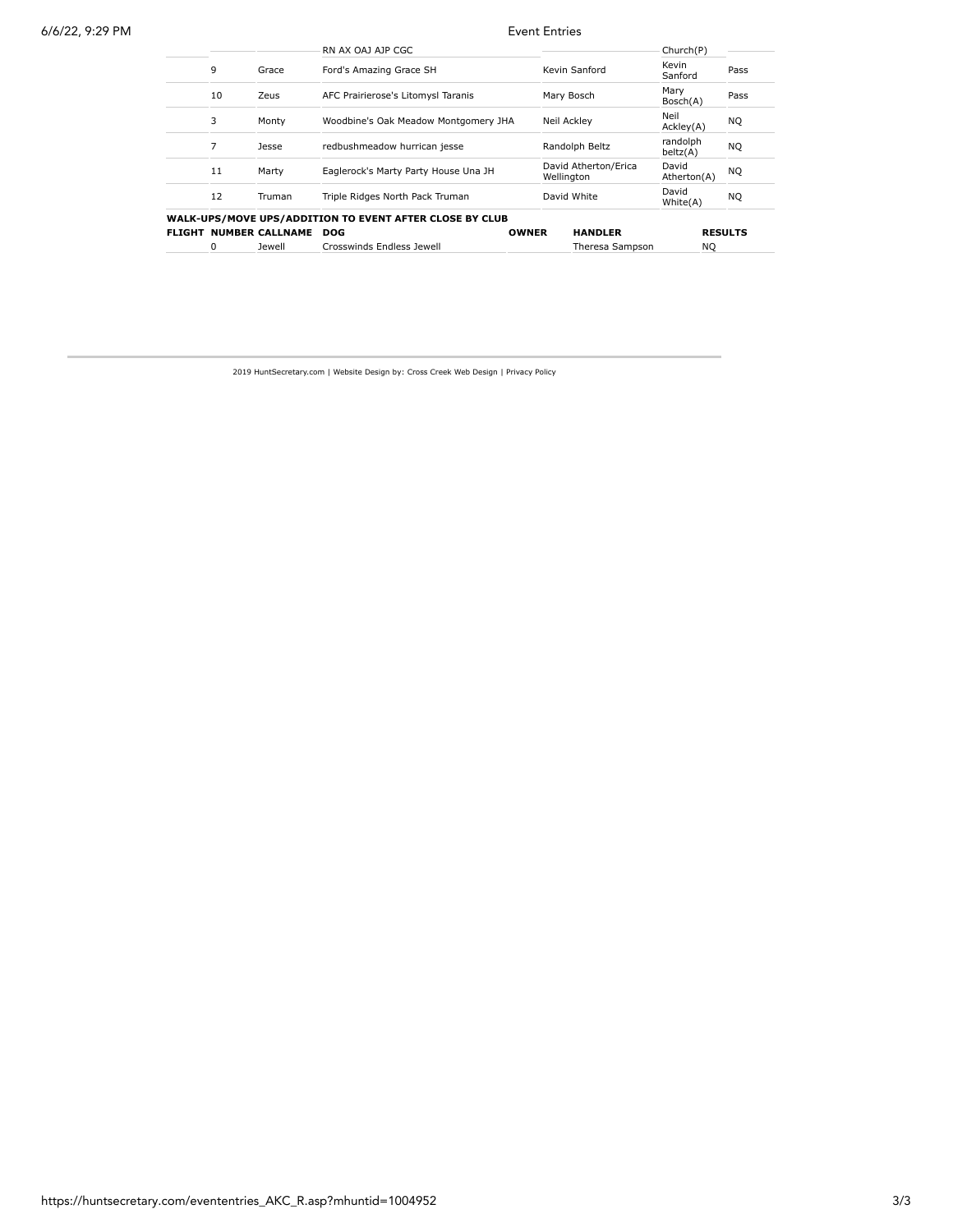| | | | | | |
|---|---|---|---|---|---|
| | | RN AX OAJ AJP CGC | | Church(P) | |
| 9 | Grace | Ford's Amazing Grace SH | Kevin Sanford | Kevin Sanford | Pass |
| 10 | Zeus | AFC Prairierose's Litomysl Taranis | Mary Bosch | Mary Bosch(A) | Pass |
| 3 | Monty | Woodbine's Oak Meadow Montgomery JHA | Neil Ackley | Neil Ackley(A) | NQ |
| 7 | Jesse | redbushmeadow hurrican jesse | Randolph Beltz | randolph beltz(A) | NQ |
| 11 | Marty | Eaglerock's Marty Party House Una JH | David Atherton/Erica Wellington | David Atherton(A) | NQ |
| 12 | Truman | Triple Ridges North Pack Truman | David White | David White(A) | NQ |

**WALK-UPS/MOVE UPS/ADDITION TO EVENT AFTER CLOSE BY CLUB**

| FLIGHT | NUMBER | CALLNAME | DOG | OWNER | HANDLER | RESULTS |
|---|---|---|---|---|---|---|
| | 0 | Jewell | Crosswinds Endless Jewell | | Theresa Sampson | NQ |

2019 HuntSecretary.com | Website Design by: Cross Creek Web Design | Privacy Policy